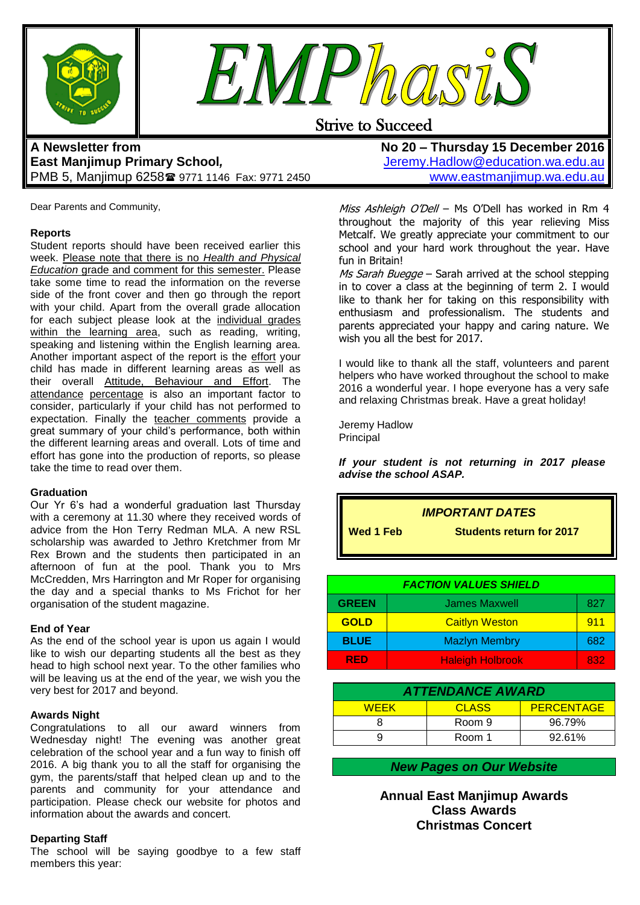# EMPhasiS

Strive to Succeed

**A Newsletter from**
**East Manjimup Primary School,**
PMB 5, Manjimup 6258☎ 9771 1146 Fax: 9771 2450

**No 20 – Thursday 15 December 2016**
Jeremy.Hadlow@education.wa.edu.au
www.eastmanjimup.wa.edu.au

Dear Parents and Community,

### Reports

Student reports should have been received earlier this week. Please note that there is no *Health and Physical Education* grade and comment for this semester. Please take some time to read the information on the reverse side of the front cover and then go through the report with your child. Apart from the overall grade allocation for each subject please look at the individual grades within the learning area, such as reading, writing, speaking and listening within the English learning area. Another important aspect of the report is the effort your child has made in different learning areas as well as their overall Attitude, Behaviour and Effort. The attendance percentage is also an important factor to consider, particularly if your child has not performed to expectation. Finally the teacher comments provide a great summary of your child's performance, both within the different learning areas and overall. Lots of time and effort has gone into the production of reports, so please take the time to read over them.

### Graduation

Our Yr 6's had a wonderful graduation last Thursday with a ceremony at 11.30 where they received words of advice from the Hon Terry Redman MLA. A new RSL scholarship was awarded to Jethro Kretchmer from Mr Rex Brown and the students then participated in an afternoon of fun at the pool. Thank you to Mrs McCredden, Mrs Harrington and Mr Roper for organising the day and a special thanks to Ms Frichot for her organisation of the student magazine.

### End of Year

As the end of the school year is upon us again I would like to wish our departing students all the best as they head to high school next year. To the other families who will be leaving us at the end of the year, we wish you the very best for 2017 and beyond.

### Awards Night

Congratulations to all our award winners from Wednesday night! The evening was another great celebration of the school year and a fun way to finish off 2016. A big thank you to all the staff for organising the gym, the parents/staff that helped clean up and to the parents and community for your attendance and participation. Please check our website for photos and information about the awards and concert.

### Departing Staff

The school will be saying goodbye to a few staff members this year:

*Miss Ashleigh O'Dell* – Ms O'Dell has worked in Rm 4 throughout the majority of this year relieving Miss Metcalf. We greatly appreciate your commitment to our school and your hard work throughout the year. Have fun in Britain!

*Ms Sarah Buegge* – Sarah arrived at the school stepping in to cover a class at the beginning of term 2. I would like to thank her for taking on this responsibility with enthusiasm and professionalism. The students and parents appreciated your happy and caring nature. We wish you all the best for 2017.

I would like to thank all the staff, volunteers and parent helpers who have worked throughout the school to make 2016 a wonderful year. I hope everyone has a very safe and relaxing Christmas break. Have a great holiday!

Jeremy Hadlow
Principal

***If your student is not returning in 2017 please advise the school ASAP.***

| *IMPORTANT DATES* | |
|---|---|
| **Wed 1 Feb** | **Students return for 2017** |

| *FACTION VALUES SHIELD* | | |
|---|---|---|
| **GREEN** | James Maxwell | 827 |
| **GOLD** | Caitlyn Weston | 911 |
| **BLUE** | Mazlyn Membry | 682 |
| **RED** | Haleigh Holbrook | 832 |

| *ATTENDANCE AWARD* | | |
|---|---|---|
| WEEK | CLASS | PERCENTAGE |
| 8 | Room 9 | 96.79% |
| 9 | Room 1 | 92.61% |

***New Pages on Our Website***

**Annual East Manjimup Awards**
**Class Awards**
**Christmas Concert**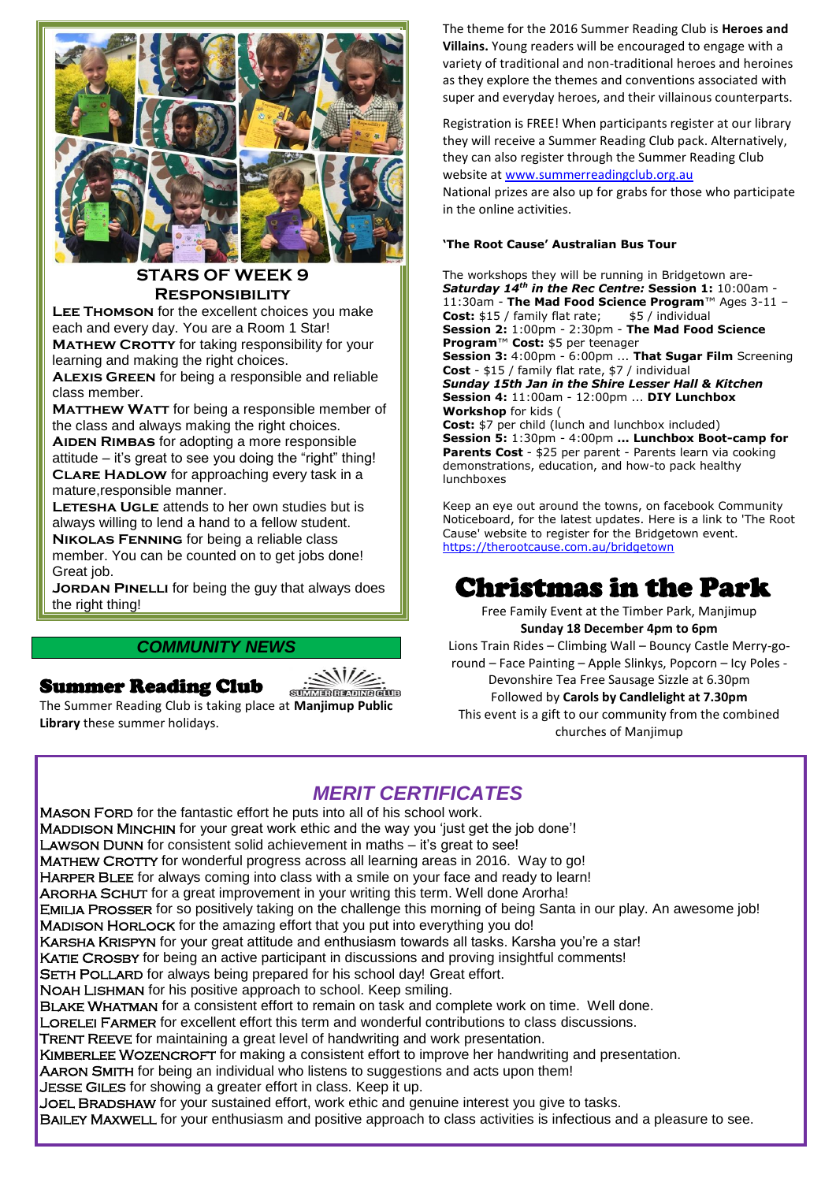## STARS OF WEEK 9
### Responsibility

**Lee Thomson** for the excellent choices you make each and every day. You are a Room 1 Star!
**Mathew Crotty** for taking responsibility for your learning and making the right choices.
**Alexis Green** for being a responsible and reliable class member.
**Matthew Watt** for being a responsible member of the class and always making the right choices.
**Aiden Rimbas** for adopting a more responsible attitude – it's great to see you doing the "right" thing!
**Clare Hadlow** for approaching every task in a mature,responsible manner.
**Letesha Ugle** attends to her own studies but is always willing to lend a hand to a fellow student.
**Nikolas Fenning** for being a reliable class member. You can be counted on to get jobs done! Great job.
**Jordan Pinelli** for being the guy that always does the right thing!

## *COMMUNITY NEWS*

### Summer Reading Club

The Summer Reading Club is taking place at **Manjimup Public Library** these summer holidays.

The theme for the 2016 Summer Reading Club is **Heroes and Villains.** Young readers will be encouraged to engage with a variety of traditional and non-traditional heroes and heroines as they explore the themes and conventions associated with super and everyday heroes, and their villainous counterparts.

Registration is FREE! When participants register at our library they will receive a Summer Reading Club pack. Alternatively, they can also register through the Summer Reading Club website at www.summerreadingclub.org.au
National prizes are also up for grabs for those who participate in the online activities.

**'The Root Cause' Australian Bus Tour**

The workshops they will be running in Bridgetown are-
***Saturday 14th in the Rec Centre:*** **Session 1:** 10:00am - 11:30am - **The Mad Food Science Program**™ Ages 3-11 – **Cost:** $15 / family flat rate; $5 / individual
**Session 2:** 1:00pm - 2:30pm - **The Mad Food Science Program**™ **Cost:** $5 per teenager
**Session 3:** 4:00pm - 6:00pm ... **That Sugar Film** Screening **Cost** - $15 / family flat rate, $7 / individual
***Sunday 15th Jan in the Shire Lesser Hall & Kitchen***
**Session 4:** 11:00am - 12:00pm ... **DIY Lunchbox Workshop** for kids (
**Cost:** $7 per child (lunch and lunchbox included)
**Session 5:** 1:30pm - 4:00pm **... Lunchbox Boot-camp for Parents Cost** - $25 per parent - Parents learn via cooking demonstrations, education, and how-to pack healthy lunchboxes

Keep an eye out around the towns, on facebook Community Noticeboard, for the latest updates. Here is a link to 'The Root Cause' website to register for the Bridgetown event.
https://therootcause.com.au/bridgetown

## Christmas in the Park

Free Family Event at the Timber Park, Manjimup
**Sunday 18 December 4pm to 6pm**
Lions Train Rides – Climbing Wall – Bouncy Castle Merry-go-round – Face Painting – Apple Slinkys, Popcorn – Icy Poles - Devonshire Tea Free Sausage Sizzle at 6.30pm
Followed by **Carols by Candlelight at 7.30pm**
This event is a gift to our community from the combined churches of Manjimup

## *MERIT CERTIFICATES*

Mason Ford for the fantastic effort he puts into all of his school work.
Maddison Minchin for your great work ethic and the way you 'just get the job done'!
Lawson Dunn for consistent solid achievement in maths – it's great to see!
Mathew Crotty for wonderful progress across all learning areas in 2016. Way to go!
Harper Blee for always coming into class with a smile on your face and ready to learn!
Arorha Schut for a great improvement in your writing this term. Well done Arorha!
Emilia Prosser for so positively taking on the challenge this morning of being Santa in our play. An awesome job!
Madison Horlock for the amazing effort that you put into everything you do!
Karsha Krispyn for your great attitude and enthusiasm towards all tasks. Karsha you're a star!
Katie Crosby for being an active participant in discussions and proving insightful comments!
Seth Pollard for always being prepared for his school day! Great effort.
Noah Lishman for his positive approach to school. Keep smiling.
Blake Whatman for a consistent effort to remain on task and complete work on time. Well done.
Lorelei Farmer for excellent effort this term and wonderful contributions to class discussions.
Trent Reeve for maintaining a great level of handwriting and work presentation.
Kimberlee Wozencroft for making a consistent effort to improve her handwriting and presentation.
Aaron Smith for being an individual who listens to suggestions and acts upon them!
Jesse Giles for showing a greater effort in class. Keep it up.
Joel Bradshaw for your sustained effort, work ethic and genuine interest you give to tasks.
Bailey Maxwell for your enthusiasm and positive approach to class activities is infectious and a pleasure to see.